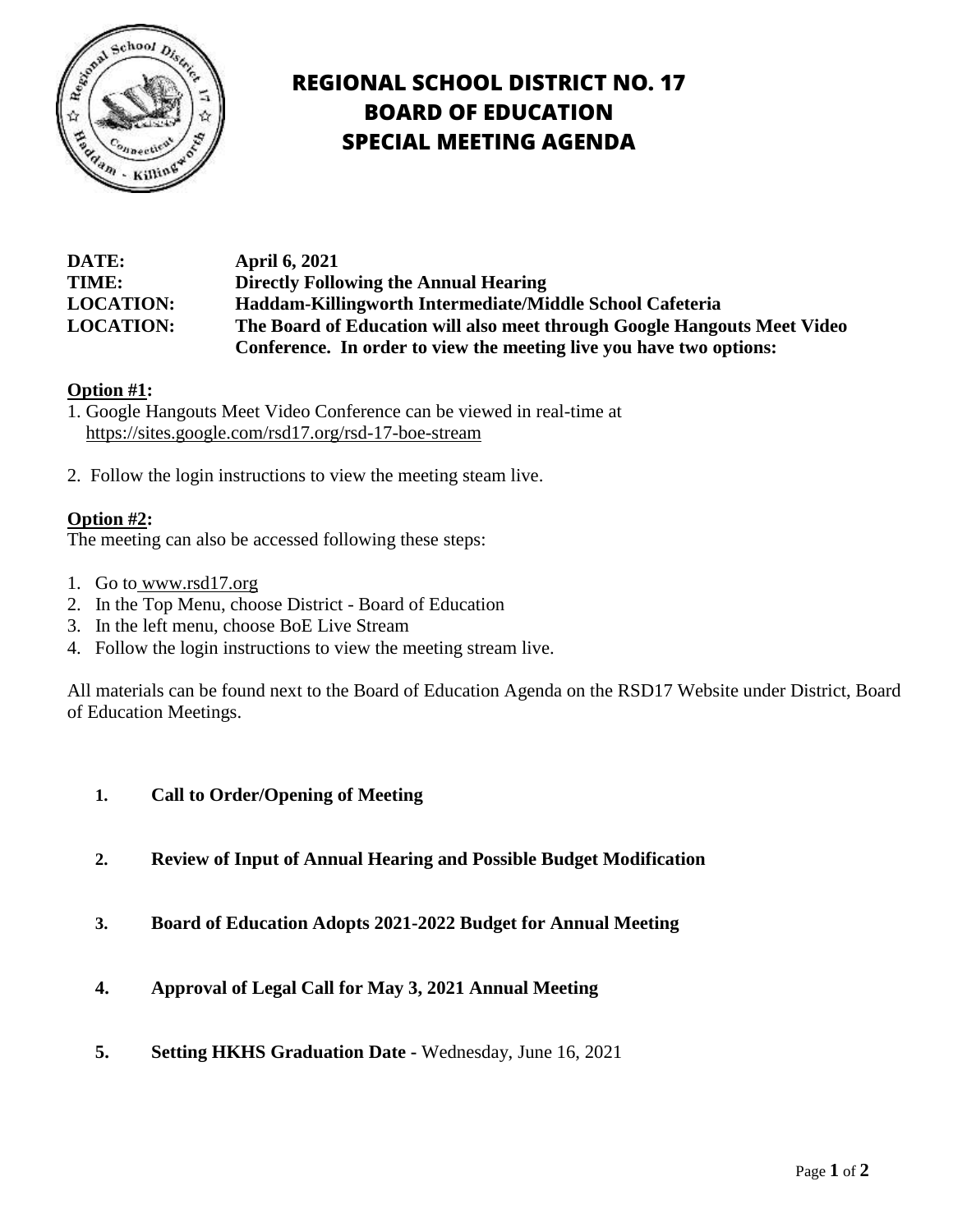# REGIONAL SCHOOL DISTRICT NO. 17
# BOARD OF EDUCATION
# SPECIAL MEETING AGENDA

**DATE:** April 6, 2021
**TIME:** Directly Following the Annual Hearing
**LOCATION:** Haddam-Killingworth Intermediate/Middle School Cafeteria
**LOCATION:** The Board of Education will also meet through Google Hangouts Meet Video Conference. In order to view the meeting live you have two options:

**Option #1:**

1. Google Hangouts Meet Video Conference can be viewed in real-time at https://sites.google.com/rsd17.org/rsd-17-boe-stream
2. Follow the login instructions to view the meeting steam live.

**Option #2:**

The meeting can also be accessed following these steps:

1. Go to www.rsd17.org
2. In the Top Menu, choose District - Board of Education
3. In the left menu, choose BoE Live Stream
4. Follow the login instructions to view the meeting stream live.

All materials can be found next to the Board of Education Agenda on the RSD17 Website under District, Board of Education Meetings.

1. **Call to Order/Opening of Meeting**
2. **Review of Input of Annual Hearing and Possible Budget Modification**
3. **Board of Education Adopts 2021-2022 Budget for Annual Meeting**
4. **Approval of Legal Call for May 3, 2021 Annual Meeting**
5. **Setting HKHS Graduation Date -** Wednesday, June 16, 2021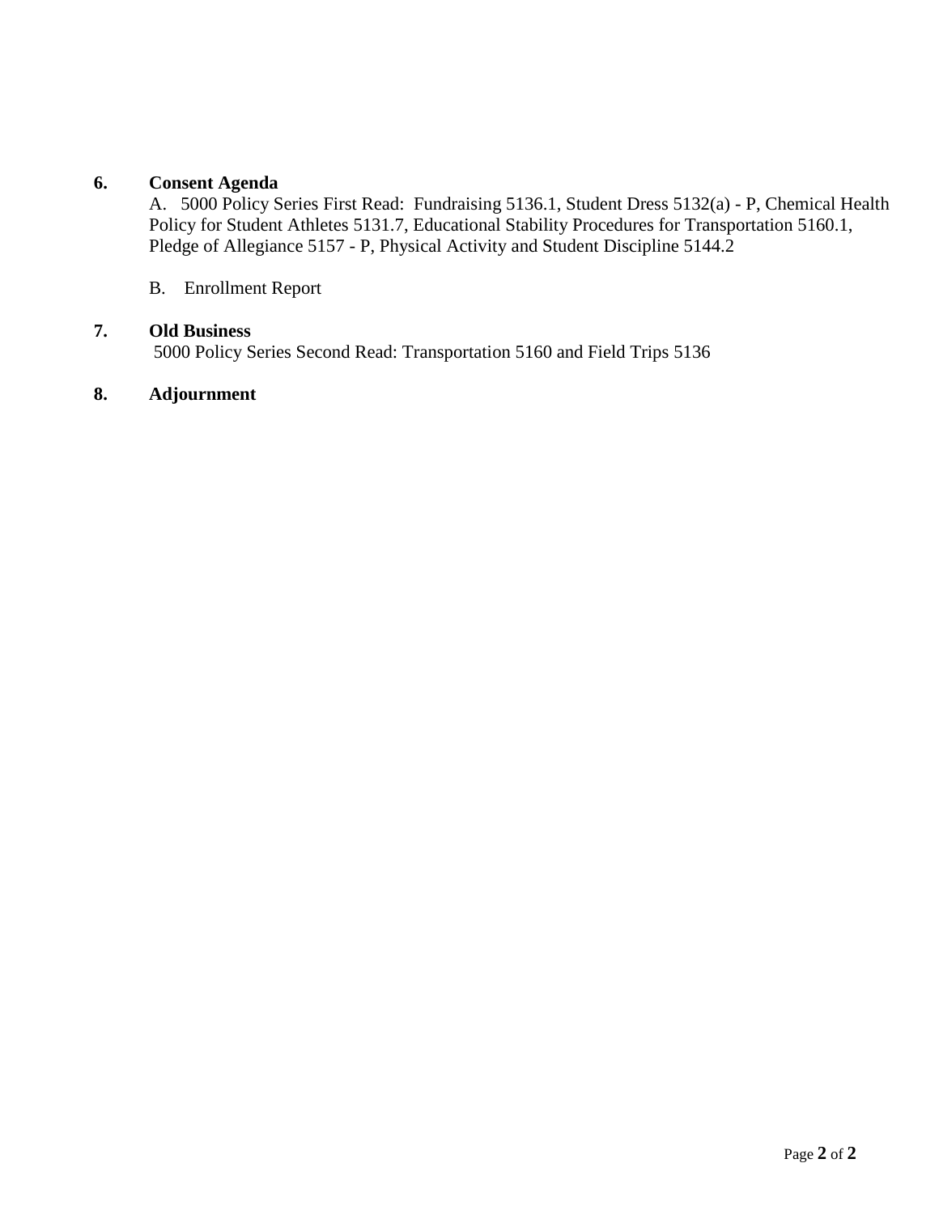**6. Consent Agenda**

A. 5000 Policy Series First Read: Fundraising 5136.1, Student Dress 5132(a) - P, Chemical Health Policy for Student Athletes 5131.7, Educational Stability Procedures for Transportation 5160.1, Pledge of Allegiance 5157 - P, Physical Activity and Student Discipline 5144.2

B. Enrollment Report

**7. Old Business**

5000 Policy Series Second Read: Transportation 5160 and Field Trips 5136

**8. Adjournment**